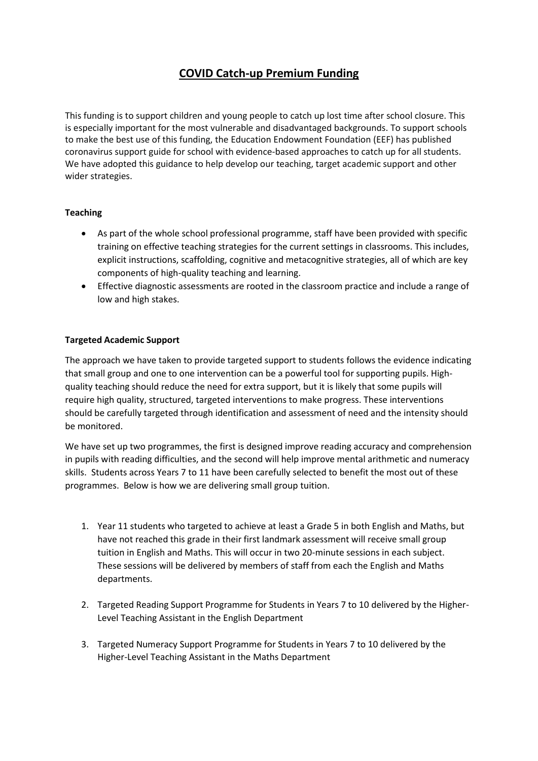# COVID Catch-up Premium Funding

This funding is to support children and young people to catch up lost time after school closure. This is especially important for the most vulnerable and disadvantaged backgrounds. To support schools to make the best use of this funding, the Education Endowment Foundation (EEF) has published coronavirus support guide for school with evidence-based approaches to catch up for all students. We have adopted this guidance to help develop our teaching, target academic support and other wider strategies.

**Teaching**

- As part of the whole school professional programme, staff have been provided with specific training on effective teaching strategies for the current settings in classrooms. This includes, explicit instructions, scaffolding, cognitive and metacognitive strategies, all of which are key components of high-quality teaching and learning.
- Effective diagnostic assessments are rooted in the classroom practice and include a range of low and high stakes.

**Targeted Academic Support**

The approach we have taken to provide targeted support to students follows the evidence indicating that small group and one to one intervention can be a powerful tool for supporting pupils. High-quality teaching should reduce the need for extra support, but it is likely that some pupils will require high quality, structured, targeted interventions to make progress. These interventions should be carefully targeted through identification and assessment of need and the intensity should be monitored.

We have set up two programmes, the first is designed improve reading accuracy and comprehension in pupils with reading difficulties, and the second will help improve mental arithmetic and numeracy skills. Students across Years 7 to 11 have been carefully selected to benefit the most out of these programmes. Below is how we are delivering small group tuition.

1. Year 11 students who targeted to achieve at least a Grade 5 in both English and Maths, but have not reached this grade in their first landmark assessment will receive small group tuition in English and Maths. This will occur in two 20-minute sessions in each subject. These sessions will be delivered by members of staff from each the English and Maths departments.
2. Targeted Reading Support Programme for Students in Years 7 to 10 delivered by the Higher-Level Teaching Assistant in the English Department
3. Targeted Numeracy Support Programme for Students in Years 7 to 10 delivered by the Higher-Level Teaching Assistant in the Maths Department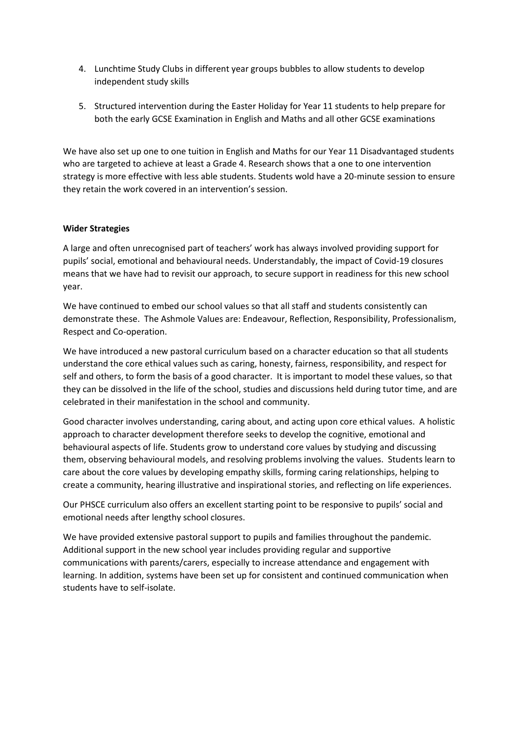4. Lunchtime Study Clubs in different year groups bubbles to allow students to develop independent study skills

5. Structured intervention during the Easter Holiday for Year 11 students to help prepare for both the early GCSE Examination in English and Maths and all other GCSE examinations

We have also set up one to one tuition in English and Maths for our Year 11 Disadvantaged students who are targeted to achieve at least a Grade 4. Research shows that a one to one intervention strategy is more effective with less able students. Students wold have a 20-minute session to ensure they retain the work covered in an intervention's session.

**Wider Strategies**

A large and often unrecognised part of teachers' work has always involved providing support for pupils' social, emotional and behavioural needs. Understandably, the impact of Covid-19 closures means that we have had to revisit our approach, to secure support in readiness for this new school year.

We have continued to embed our school values so that all staff and students consistently can demonstrate these. The Ashmole Values are: Endeavour, Reflection, Responsibility, Professionalism, Respect and Co-operation.

We have introduced a new pastoral curriculum based on a character education so that all students understand the core ethical values such as caring, honesty, fairness, responsibility, and respect for self and others, to form the basis of a good character. It is important to model these values, so that they can be dissolved in the life of the school, studies and discussions held during tutor time, and are celebrated in their manifestation in the school and community.

Good character involves understanding, caring about, and acting upon core ethical values. A holistic approach to character development therefore seeks to develop the cognitive, emotional and behavioural aspects of life. Students grow to understand core values by studying and discussing them, observing behavioural models, and resolving problems involving the values. Students learn to care about the core values by developing empathy skills, forming caring relationships, helping to create a community, hearing illustrative and inspirational stories, and reflecting on life experiences.

Our PHSCE curriculum also offers an excellent starting point to be responsive to pupils' social and emotional needs after lengthy school closures.

We have provided extensive pastoral support to pupils and families throughout the pandemic. Additional support in the new school year includes providing regular and supportive communications with parents/carers, especially to increase attendance and engagement with learning. In addition, systems have been set up for consistent and continued communication when students have to self-isolate.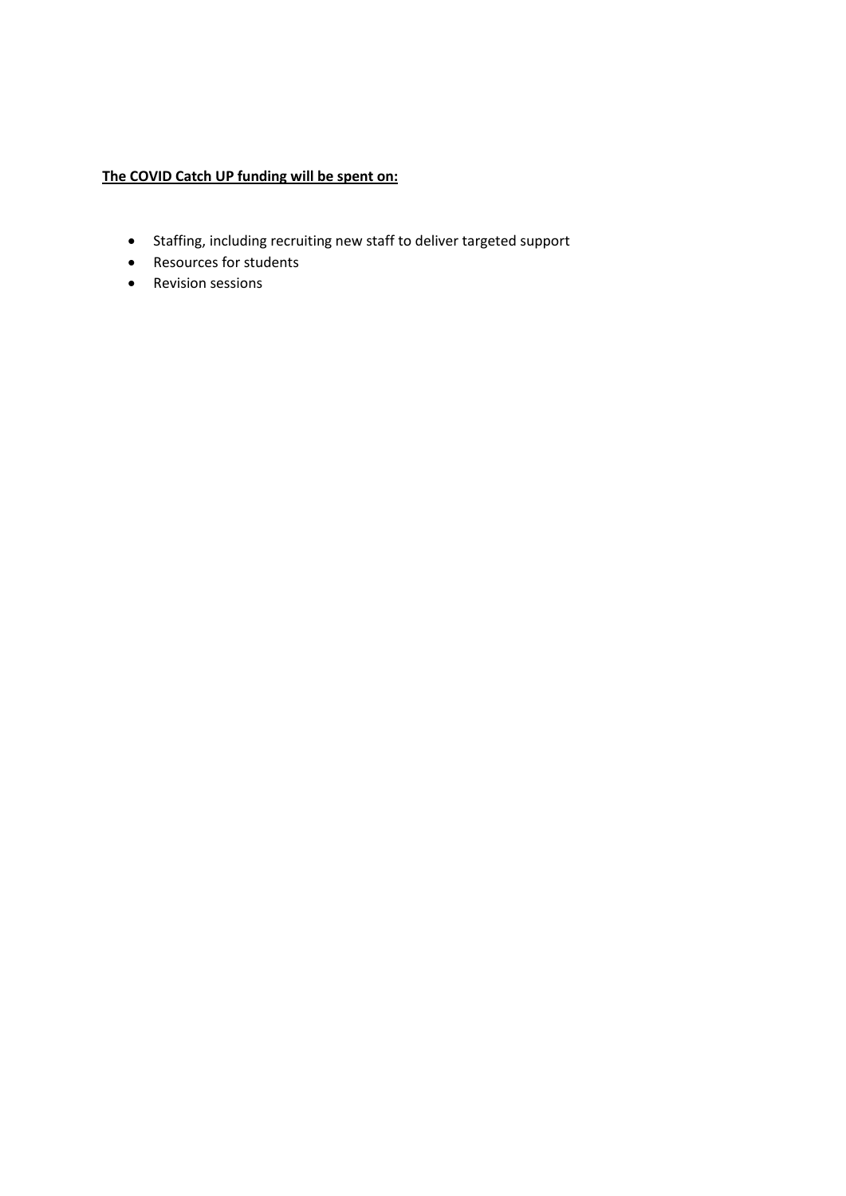**The COVID Catch UP funding will be spent on:**

- Staffing, including recruiting new staff to deliver targeted support
- Resources for students
- Revision sessions